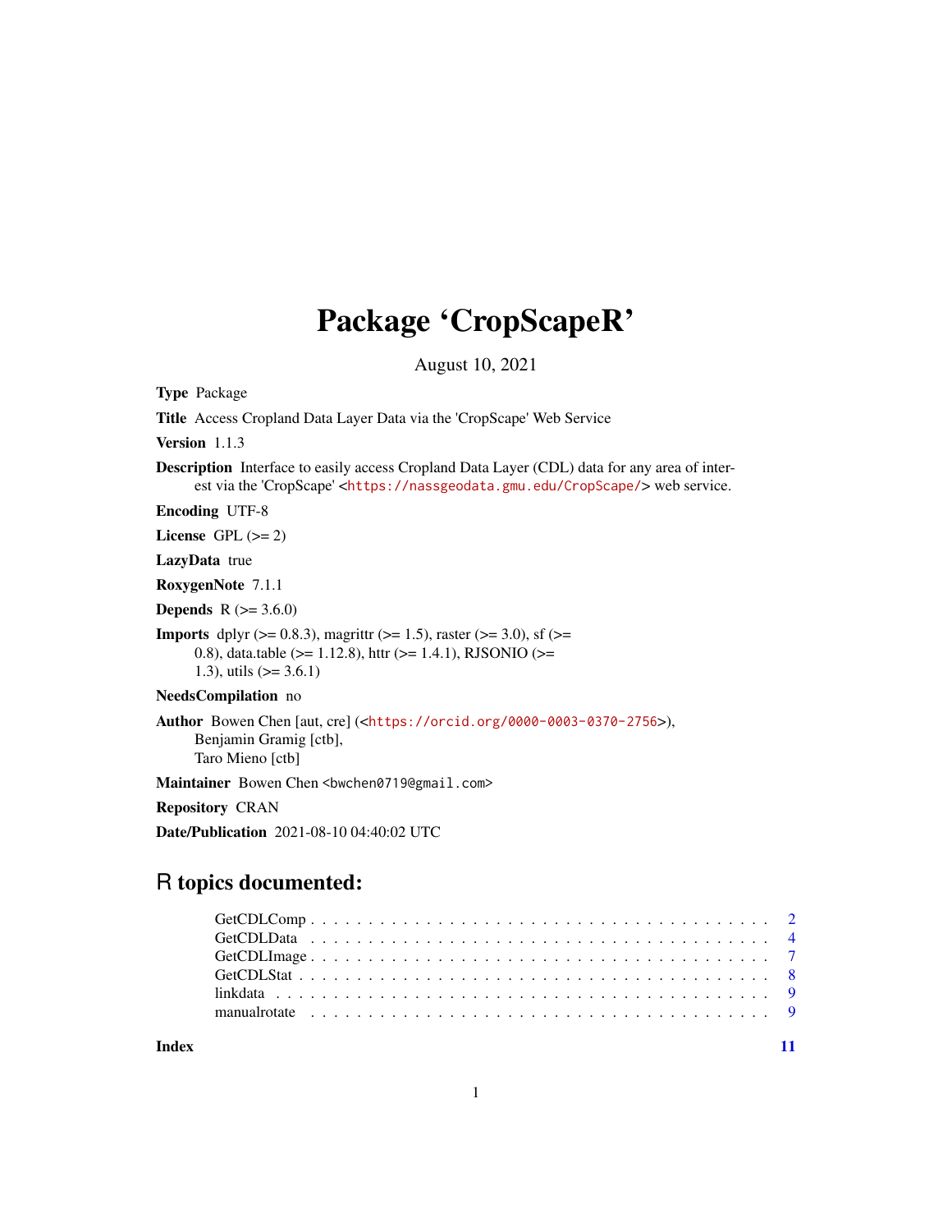# Package 'CropScapeR'

August 10, 2021

**Type** Package

**Title** Access Cropland Data Layer Data via the 'CropScape' Web Service

**Version** 1.1.3

**Description** Interface to easily access Cropland Data Layer (CDL) data for any area of interest via the 'CropScape' <https://nassgeodata.gmu.edu/CropScape/> web service.

**Encoding** UTF-8

**License** GPL (>= 2)

**LazyData** true

**RoxygenNote** 7.1.1

**Depends** R (>= 3.6.0)

**Imports** dplyr (>= 0.8.3), magrittr (>= 1.5), raster (>= 3.0), sf (>= 0.8), data.table (>= 1.12.8), httr (>= 1.4.1), RJSONIO (>= 1.3), utils (>= 3.6.1)

**NeedsCompilation** no

**Author** Bowen Chen [aut, cre] (<https://orcid.org/0000-0003-0370-2756>), Benjamin Gramig [ctb], Taro Mieno [ctb]

**Maintainer** Bowen Chen <bwchen0719@gmail.com>

**Repository** CRAN

**Date/Publication** 2021-08-10 04:40:02 UTC

## R topics documented:

- GetCDLComp . . . . . . . . . . 2
- GetCDLData . . . . . . . . . . 4
- GetCDLImage . . . . . . . . . . 7
- GetCDLStat . . . . . . . . . . 8
- linkdata . . . . . . . . . . 9
- manualrotate . . . . . . . . . . 9

**Index** 11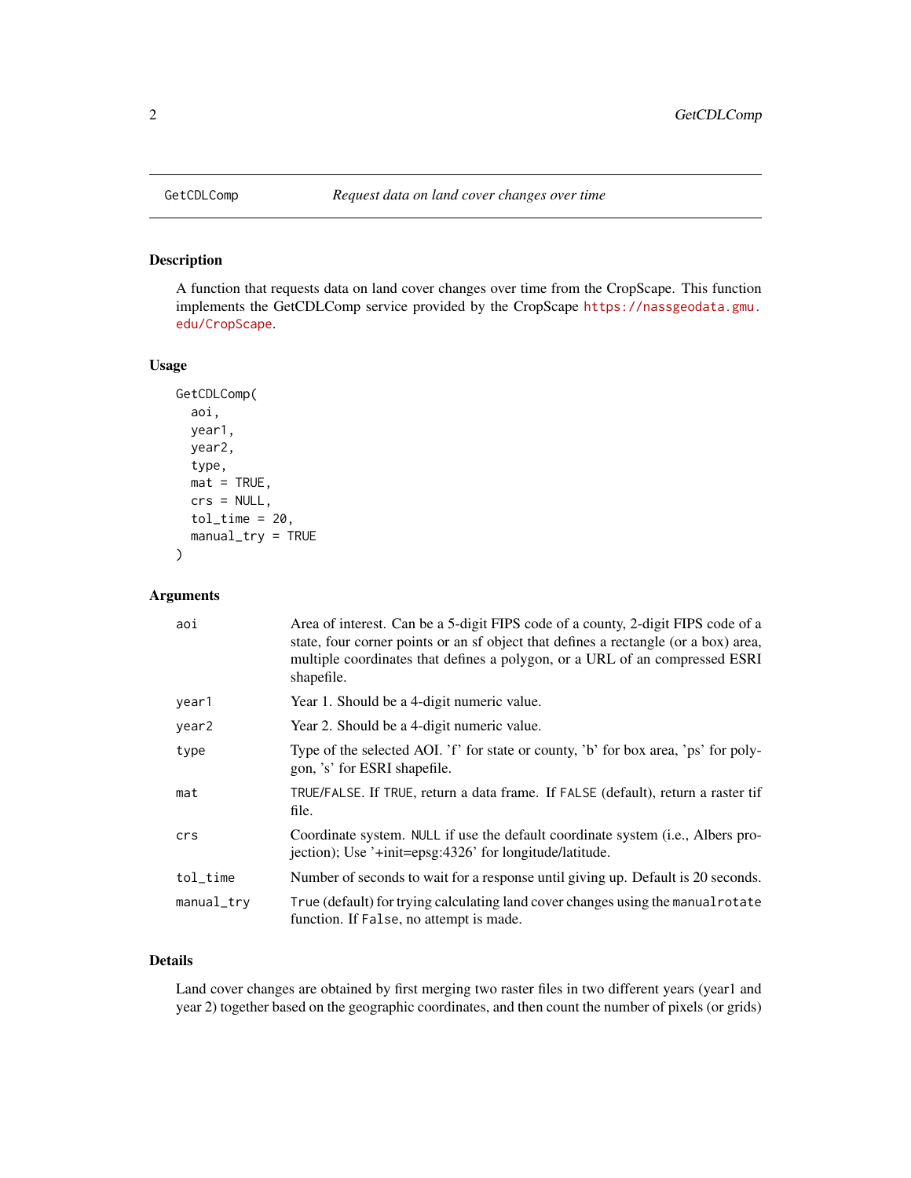GetCDLComp *Request data on land cover changes over time*

## Description

A function that requests data on land cover changes over time from the CropScape. This function implements the GetCDLComp service provided by the CropScape https://nassgeodata.gmu.edu/CropScape.

## Usage

```
GetCDLComp(
  aoi,
  year1,
  year2,
  type,
  mat = TRUE,
  crs = NULL,
  tol_time = 20,
  manual_try = TRUE
)
```

## Arguments

| | |
|---|---|
| aoi | Area of interest. Can be a 5-digit FIPS code of a county, 2-digit FIPS code of a state, four corner points or an sf object that defines a rectangle (or a box) area, multiple coordinates that defines a polygon, or a URL of an compressed ESRI shapefile. |
| year1 | Year 1. Should be a 4-digit numeric value. |
| year2 | Year 2. Should be a 4-digit numeric value. |
| type | Type of the selected AOI. 'f' for state or county, 'b' for box area, 'ps' for polygon, 's' for ESRI shapefile. |
| mat | TRUE/FALSE. If TRUE, return a data frame. If FALSE (default), return a raster tif file. |
| crs | Coordinate system. NULL if use the default coordinate system (i.e., Albers projection); Use '+init=epsg:4326' for longitude/latitude. |
| tol_time | Number of seconds to wait for a response until giving up. Default is 20 seconds. |
| manual_try | True (default) for trying calculating land cover changes using the manualrotate function. If False, no attempt is made. |

## Details

Land cover changes are obtained by first merging two raster files in two different years (year1 and year 2) together based on the geographic coordinates, and then count the number of pixels (or grids)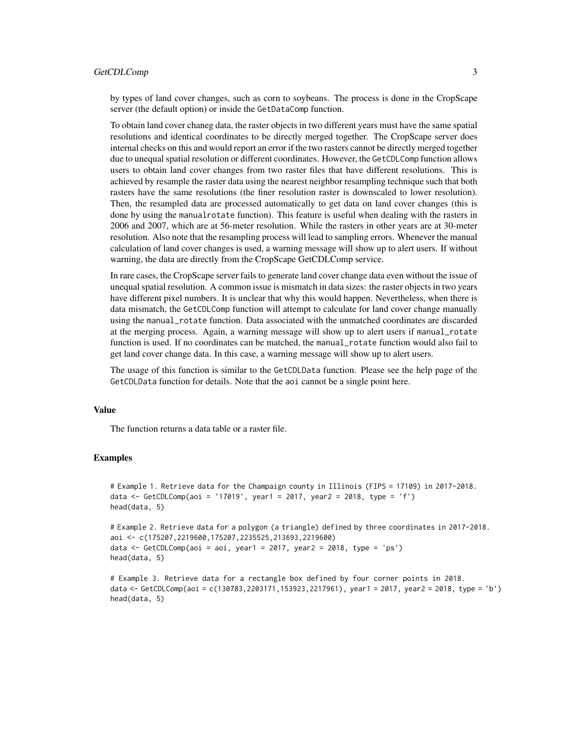by types of land cover changes, such as corn to soybeans. The process is done in the CropScape server (the default option) or inside the `GetDataComp` function.

To obtain land cover chaneg data, the raster objects in two different years must have the same spatial resolutions and identical coordinates to be directly merged together. The CropScape server does internal checks on this and would report an error if the two rasters cannot be directly merged together due to unequal spatial resolution or different coordinates. However, the `GetCDLComp` function allows users to obtain land cover changes from two raster files that have different resolutions. This is achieved by resample the raster data using the nearest neighbor resampling technique such that both rasters have the same resolutions (the finer resolution raster is downscaled to lower resolution). Then, the resampled data are processed automatically to get data on land cover changes (this is done by using the `manualrotate` function). This feature is useful when dealing with the rasters in 2006 and 2007, which are at 56-meter resolution. While the rasters in other years are at 30-meter resolution. Also note that the resampling process will lead to sampling errors. Whenever the manual calculation of land cover changes is used, a warning message will show up to alert users. If without warning, the data are directly from the CropScape GetCDLComp service.

In rare cases, the CropScape server fails to generate land cover change data even without the issue of unequal spatial resolution. A common issue is mismatch in data sizes: the raster objects in two years have different pixel numbers. It is unclear that why this would happen. Nevertheless, when there is data mismatch, the `GetCDLComp` function will attempt to calculate for land cover change manually using the `manual_rotate` function. Data associated with the unmatched coordinates are discarded at the merging process. Again, a warning message will show up to alert users if `manual_rotate` function is used. If no coordinates can be matched, the `manual_rotate` function would also fail to get land cover change data. In this case, a warning message will show up to alert users.

The usage of this function is similar to the `GetCDLData` function. Please see the help page of the `GetCDLData` function for details. Note that the `aoi` cannot be a single point here.

## Value

The function returns a data table or a raster file.

## Examples

```
# Example 1. Retrieve data for the Champaign county in Illinois (FIPS = 17109) in 2017-2018.
data <- GetCDLComp(aoi = '17019', year1 = 2017, year2 = 2018, type = 'f')
head(data, 5)

# Example 2. Retrieve data for a polygon (a triangle) defined by three coordinates in 2017-2018.
aoi <- c(175207,2219600,175207,2235525,213693,2219600)
data <- GetCDLComp(aoi = aoi, year1 = 2017, year2 = 2018, type = 'ps')
head(data, 5)

# Example 3. Retrieve data for a rectangle box defined by four corner points in 2018.
data <- GetCDLComp(aoi = c(130783,2203171,153923,2217961), year1 = 2017, year2 = 2018, type = 'b')
head(data, 5)
```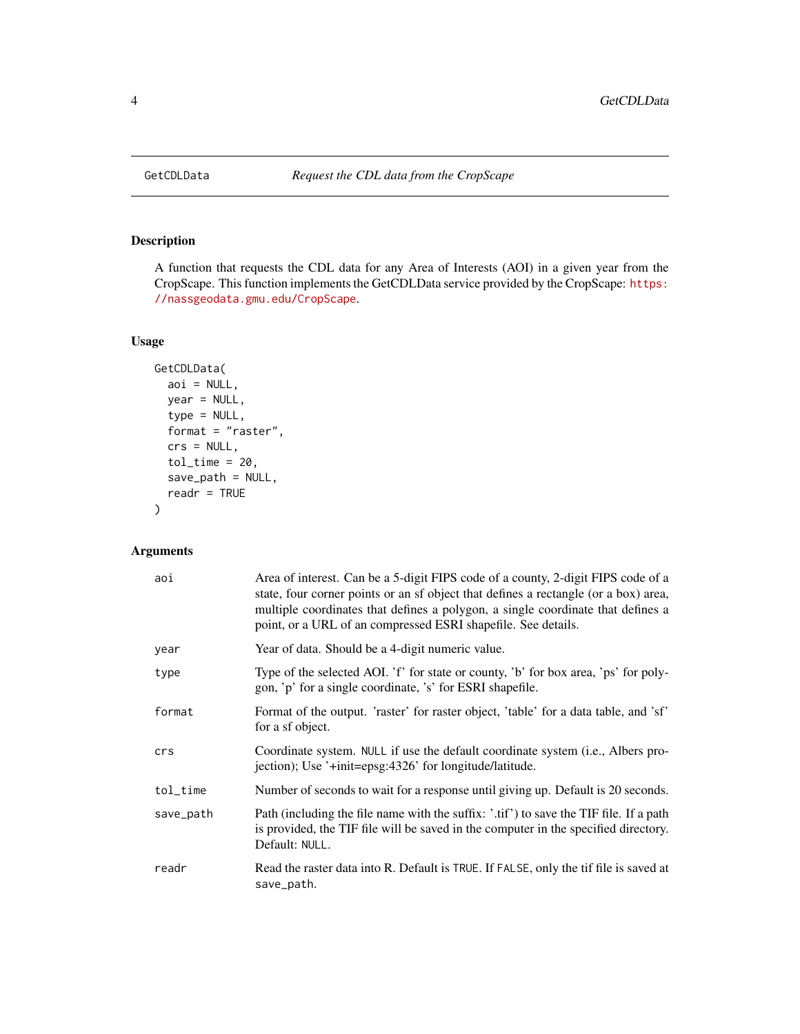GetCDLData — *Request the CDL data from the CropScape*

## Description

A function that requests the CDL data for any Area of Interests (AOI) in a given year from the CropScape. This function implements the GetCDLData service provided by the CropScape: https://nassgeodata.gmu.edu/CropScape.

## Usage

```
GetCDLData(
  aoi = NULL,
  year = NULL,
  type = NULL,
  format = "raster",
  crs = NULL,
  tol_time = 20,
  save_path = NULL,
  readr = TRUE
)
```

## Arguments

| Argument | Description |
| --- | --- |
| `aoi` | Area of interest. Can be a 5-digit FIPS code of a county, 2-digit FIPS code of a state, four corner points or an sf object that defines a rectangle (or a box) area, multiple coordinates that defines a polygon, a single coordinate that defines a point, or a URL of an compressed ESRI shapefile. See details. |
| `year` | Year of data. Should be a 4-digit numeric value. |
| `type` | Type of the selected AOI. 'f' for state or county, 'b' for box area, 'ps' for polygon, 'p' for a single coordinate, 's' for ESRI shapefile. |
| `format` | Format of the output. 'raster' for raster object, 'table' for a data table, and 'sf' for a sf object. |
| `crs` | Coordinate system. `NULL` if use the default coordinate system (i.e., Albers projection); Use '+init=epsg:4326' for longitude/latitude. |
| `tol_time` | Number of seconds to wait for a response until giving up. Default is 20 seconds. |
| `save_path` | Path (including the file name with the suffix: '.tif') to save the TIF file. If a path is provided, the TIF file will be saved in the computer in the specified directory. Default: `NULL`. |
| `readr` | Read the raster data into R. Default is `TRUE`. If `FALSE`, only the tif file is saved at `save_path`. |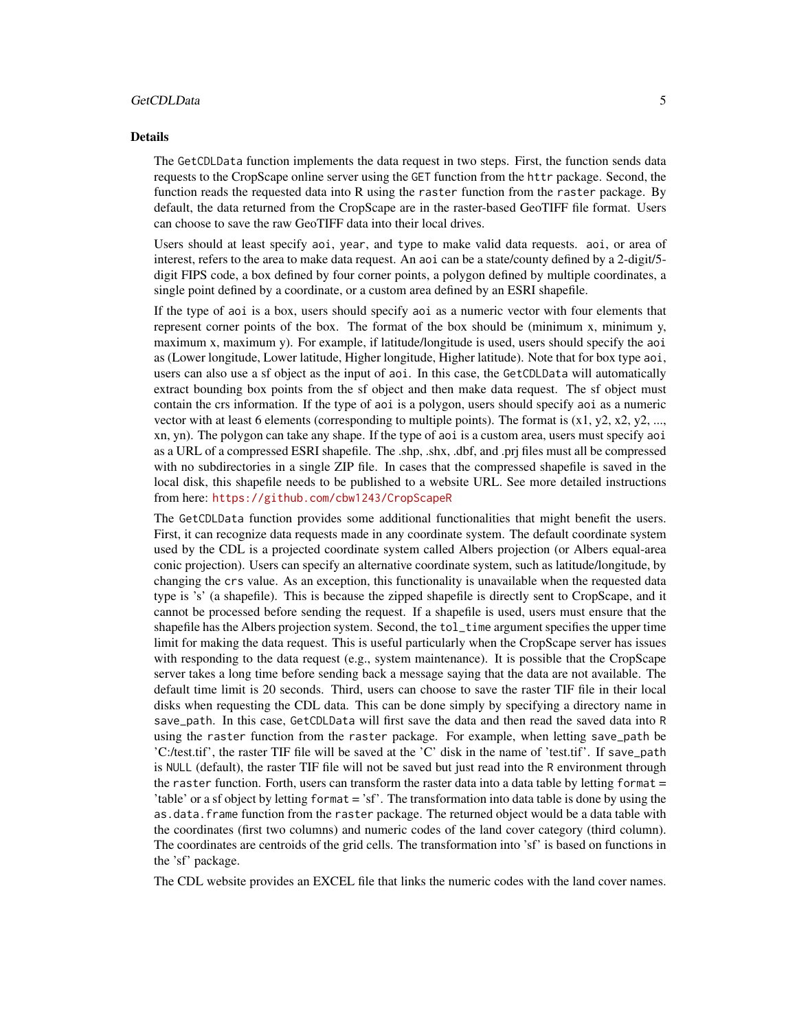## Details

The GetCDLData function implements the data request in two steps. First, the function sends data requests to the CropScape online server using the GET function from the httr package. Second, the function reads the requested data into R using the raster function from the raster package. By default, the data returned from the CropScape are in the raster-based GeoTIFF file format. Users can choose to save the raw GeoTIFF data into their local drives.

Users should at least specify aoi, year, and type to make valid data requests. aoi, or area of interest, refers to the area to make data request. An aoi can be a state/county defined by a 2-digit/5-digit FIPS code, a box defined by four corner points, a polygon defined by multiple coordinates, a single point defined by a coordinate, or a custom area defined by an ESRI shapefile.

If the type of aoi is a box, users should specify aoi as a numeric vector with four elements that represent corner points of the box. The format of the box should be (minimum x, minimum y, maximum x, maximum y). For example, if latitude/longitude is used, users should specify the aoi as (Lower longitude, Lower latitude, Higher longitude, Higher latitude). Note that for box type aoi, users can also use a sf object as the input of aoi. In this case, the GetCDLData will automatically extract bounding box points from the sf object and then make data request. The sf object must contain the crs information. If the type of aoi is a polygon, users should specify aoi as a numeric vector with at least 6 elements (corresponding to multiple points). The format is (x1, y2, x2, y2, ..., xn, yn). The polygon can take any shape. If the type of aoi is a custom area, users must specify aoi as a URL of a compressed ESRI shapefile. The .shp, .shx, .dbf, and .prj files must all be compressed with no subdirectories in a single ZIP file. In cases that the compressed shapefile is saved in the local disk, this shapefile needs to be published to a website URL. See more detailed instructions from here: https://github.com/cbw1243/CropScapeR

The GetCDLData function provides some additional functionalities that might benefit the users. First, it can recognize data requests made in any coordinate system. The default coordinate system used by the CDL is a projected coordinate system called Albers projection (or Albers equal-area conic projection). Users can specify an alternative coordinate system, such as latitude/longitude, by changing the crs value. As an exception, this functionality is unavailable when the requested data type is 's' (a shapefile). This is because the zipped shapefile is directly sent to CropScape, and it cannot be processed before sending the request. If a shapefile is used, users must ensure that the shapefile has the Albers projection system. Second, the tol_time argument specifies the upper time limit for making the data request. This is useful particularly when the CropScape server has issues with responding to the data request (e.g., system maintenance). It is possible that the CropScape server takes a long time before sending back a message saying that the data are not available. The default time limit is 20 seconds. Third, users can choose to save the raster TIF file in their local disks when requesting the CDL data. This can be done simply by specifying a directory name in save_path. In this case, GetCDLData will first save the data and then read the saved data into R using the raster function from the raster package. For example, when letting save_path be 'C:/test.tif', the raster TIF file will be saved at the 'C' disk in the name of 'test.tif'. If save_path is NULL (default), the raster TIF file will not be saved but just read into the R environment through the raster function. Forth, users can transform the raster data into a data table by letting format = 'table' or a sf object by letting format = 'sf'. The transformation into data table is done by using the as.data.frame function from the raster package. The returned object would be a data table with the coordinates (first two columns) and numeric codes of the land cover category (third column). The coordinates are centroids of the grid cells. The transformation into 'sf' is based on functions in the 'sf' package.

The CDL website provides an EXCEL file that links the numeric codes with the land cover names.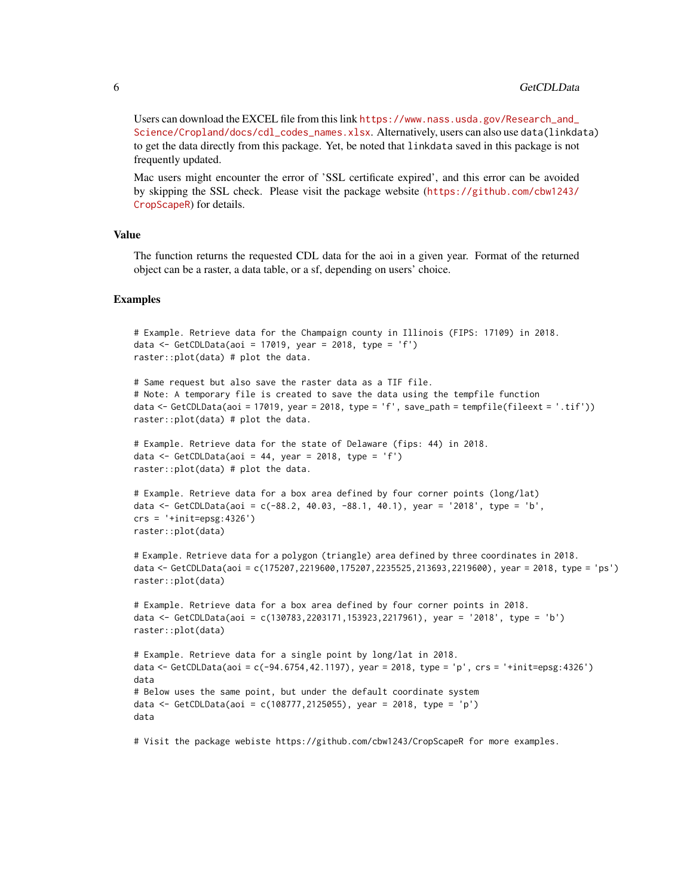Users can download the EXCEL file from this link https://www.nass.usda.gov/Research_and_Science/Cropland/docs/cdl_codes_names.xlsx. Alternatively, users can also use `data(linkdata)` to get the data directly from this package. Yet, be noted that `linkdata` saved in this package is not frequently updated.

Mac users might encounter the error of 'SSL certificate expired', and this error can be avoided by skipping the SSL check. Please visit the package website (https://github.com/cbw1243/CropScapeR) for details.

### Value

The function returns the requested CDL data for the aoi in a given year. Format of the returned object can be a raster, a data table, or a sf, depending on users' choice.

### Examples

```
# Example. Retrieve data for the Champaign county in Illinois (FIPS: 17109) in 2018.
data <- GetCDLData(aoi = 17019, year = 2018, type = 'f')
raster::plot(data) # plot the data.

# Same request but also save the raster data as a TIF file.
# Note: A temporary file is created to save the data using the tempfile function
data <- GetCDLData(aoi = 17019, year = 2018, type = 'f', save_path = tempfile(fileext = '.tif'))
raster::plot(data) # plot the data.

# Example. Retrieve data for the state of Delaware (fips: 44) in 2018.
data <- GetCDLData(aoi = 44, year = 2018, type = 'f')
raster::plot(data) # plot the data.

# Example. Retrieve data for a box area defined by four corner points (long/lat)
data <- GetCDLData(aoi = c(-88.2, 40.03, -88.1, 40.1), year = '2018', type = 'b',
crs = '+init=epsg:4326')
raster::plot(data)

# Example. Retrieve data for a polygon (triangle) area defined by three coordinates in 2018.
data <- GetCDLData(aoi = c(175207,2219600,175207,2235525,213693,2219600), year = 2018, type = 'ps')
raster::plot(data)

# Example. Retrieve data for a box area defined by four corner points in 2018.
data <- GetCDLData(aoi = c(130783,2203171,153923,2217961), year = '2018', type = 'b')
raster::plot(data)

# Example. Retrieve data for a single point by long/lat in 2018.
data <- GetCDLData(aoi = c(-94.6754,42.1197), year = 2018, type = 'p', crs = '+init=epsg:4326')
data
# Below uses the same point, but under the default coordinate system
data <- GetCDLData(aoi = c(108777,2125055), year = 2018, type = 'p')
data

# Visit the package webiste https://github.com/cbw1243/CropScapeR for more examples.
```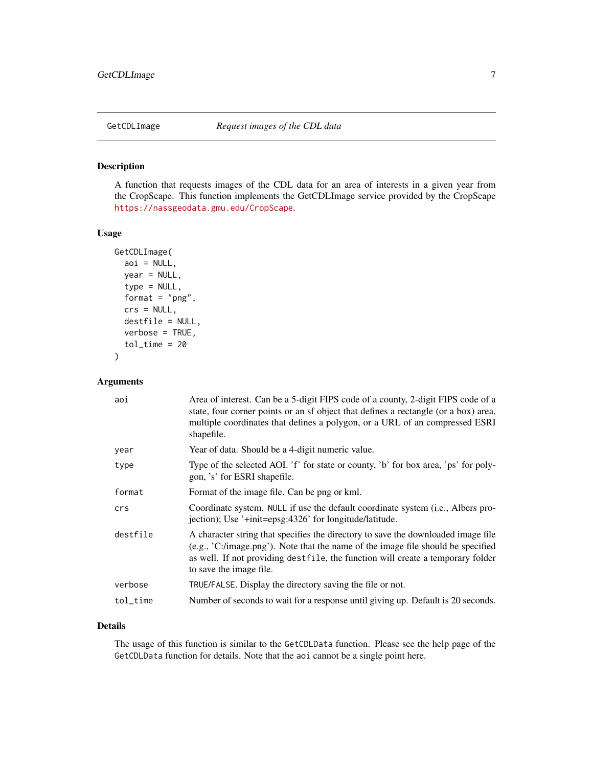## GetCDLImage — *Request images of the CDL data*

### Description

A function that requests images of the CDL data for an area of interests in a given year from the CropScape. This function implements the GetCDLImage service provided by the CropScape https://nassgeodata.gmu.edu/CropScape.

### Usage

```
GetCDLImage(
  aoi = NULL,
  year = NULL,
  type = NULL,
  format = "png",
  crs = NULL,
  destfile = NULL,
  verbose = TRUE,
  tol_time = 20
)
```

### Arguments

| Argument | Description |
|---|---|
| `aoi` | Area of interest. Can be a 5-digit FIPS code of a county, 2-digit FIPS code of a state, four corner points or an sf object that defines a rectangle (or a box) area, multiple coordinates that defines a polygon, or a URL of an compressed ESRI shapefile. |
| `year` | Year of data. Should be a 4-digit numeric value. |
| `type` | Type of the selected AOI. 'f' for state or county, 'b' for box area, 'ps' for polygon, 's' for ESRI shapefile. |
| `format` | Format of the image file. Can be png or kml. |
| `crs` | Coordinate system. `NULL` if use the default coordinate system (i.e., Albers projection); Use '+init=epsg:4326' for longitude/latitude. |
| `destfile` | A character string that specifies the directory to save the downloaded image file (e.g., 'C:/image.png'). Note that the name of the image file should be specified as well. If not providing `destfile`, the function will create a temporary folder to save the image file. |
| `verbose` | `TRUE/FALSE`. Display the directory saving the file or not. |
| `tol_time` | Number of seconds to wait for a response until giving up. Default is 20 seconds. |

### Details

The usage of this function is similar to the `GetCDLData` function. Please see the help page of the `GetCDLData` function for details. Note that the `aoi` cannot be a single point here.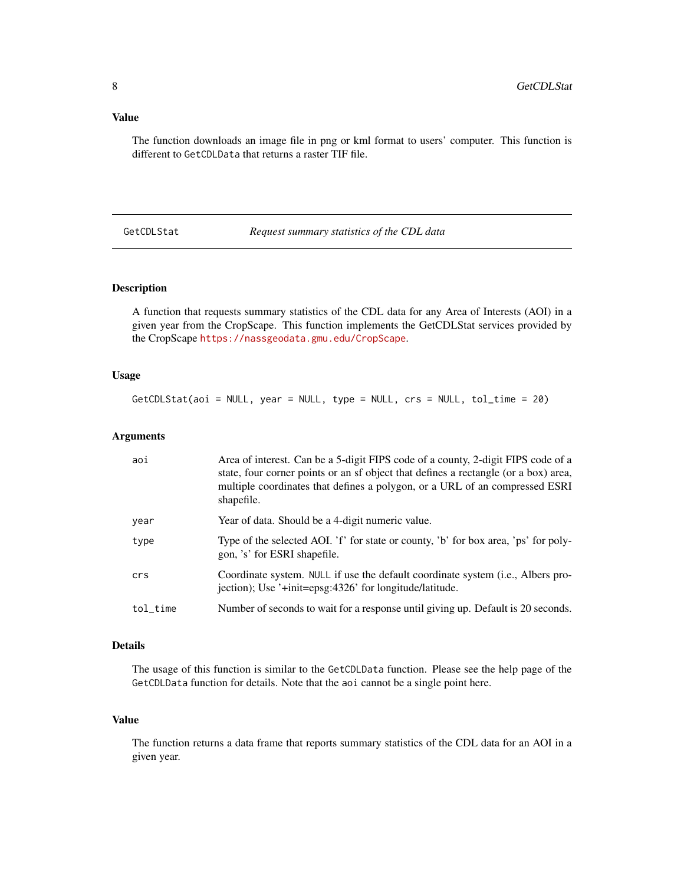### Value

The function downloads an image file in png or kml format to users' computer. This function is different to `GetCDLData` that returns a raster TIF file.

---

## GetCDLStat — *Request summary statistics of the CDL data*

---

### Description

A function that requests summary statistics of the CDL data for any Area of Interests (AOI) in a given year from the CropScape. This function implements the GetCDLStat services provided by the CropScape https://nassgeodata.gmu.edu/CropScape.

### Usage

```
GetCDLStat(aoi = NULL, year = NULL, type = NULL, crs = NULL, tol_time = 20)
```

### Arguments

| | |
|---|---|
| `aoi` | Area of interest. Can be a 5-digit FIPS code of a county, 2-digit FIPS code of a state, four corner points or an sf object that defines a rectangle (or a box) area, multiple coordinates that defines a polygon, or a URL of an compressed ESRI shapefile. |
| `year` | Year of data. Should be a 4-digit numeric value. |
| `type` | Type of the selected AOI. 'f' for state or county, 'b' for box area, 'ps' for polygon, 's' for ESRI shapefile. |
| `crs` | Coordinate system. `NULL` if use the default coordinate system (i.e., Albers projection); Use '+init=epsg:4326' for longitude/latitude. |
| `tol_time` | Number of seconds to wait for a response until giving up. Default is 20 seconds. |

### Details

The usage of this function is similar to the `GetCDLData` function. Please see the help page of the `GetCDLData` function for details. Note that the `aoi` cannot be a single point here.

### Value

The function returns a data frame that reports summary statistics of the CDL data for an AOI in a given year.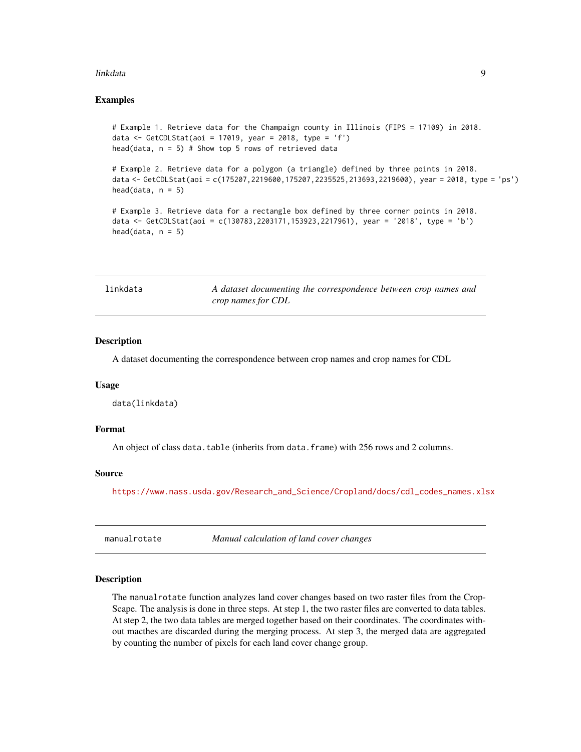### Examples

```
# Example 1. Retrieve data for the Champaign county in Illinois (FIPS = 17109) in 2018.
data <- GetCDLStat(aoi = 17019, year = 2018, type = 'f')
head(data, n = 5) # Show top 5 rows of retrieved data

# Example 2. Retrieve data for a polygon (a triangle) defined by three points in 2018.
data <- GetCDLStat(aoi = c(175207,2219600,175207,2235525,213693,2219600), year = 2018, type = 'ps')
head(data, n = 5)

# Example 3. Retrieve data for a rectangle box defined by three corner points in 2018.
data <- GetCDLStat(aoi = c(130783,2203171,153923,2217961), year = '2018', type = 'b')
head(data, n = 5)
```

---

## linkdata — *A dataset documenting the correspondence between crop names and crop names for CDL*

### Description

A dataset documenting the correspondence between crop names and crop names for CDL

### Usage

```
data(linkdata)
```

### Format

An object of class `data.table` (inherits from `data.frame`) with 256 rows and 2 columns.

### Source

https://www.nass.usda.gov/Research_and_Science/Cropland/docs/cdl_codes_names.xlsx

---

## manualrotate — *Manual calculation of land cover changes*

### Description

The `manualrotate` function analyzes land cover changes based on two raster files from the CropScape. The analysis is done in three steps. At step 1, the two raster files are converted to data tables. At step 2, the two data tables are merged together based on their coordinates. The coordinates without macthes are discarded during the merging process. At step 3, the merged data are aggregated by counting the number of pixels for each land cover change group.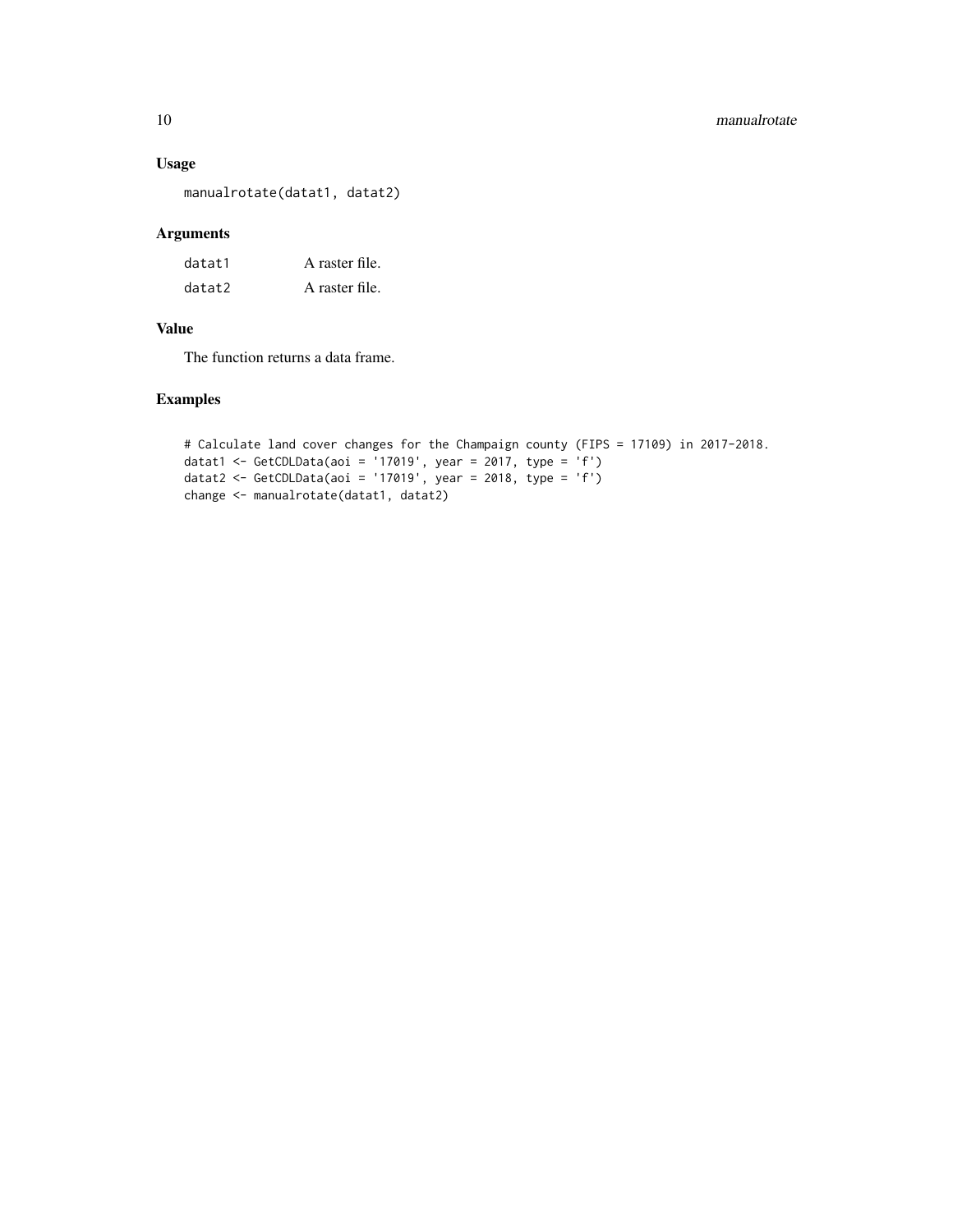## Usage

```
manualrotate(datat1, datat2)
```

## Arguments

| | |
|---|---|
| datat1 | A raster file. |
| datat2 | A raster file. |

## Value

The function returns a data frame.

## Examples

```
# Calculate land cover changes for the Champaign county (FIPS = 17109) in 2017-2018.
datat1 <- GetCDLData(aoi = '17019', year = 2017, type = 'f')
datat2 <- GetCDLData(aoi = '17019', year = 2018, type = 'f')
change <- manualrotate(datat1, datat2)
```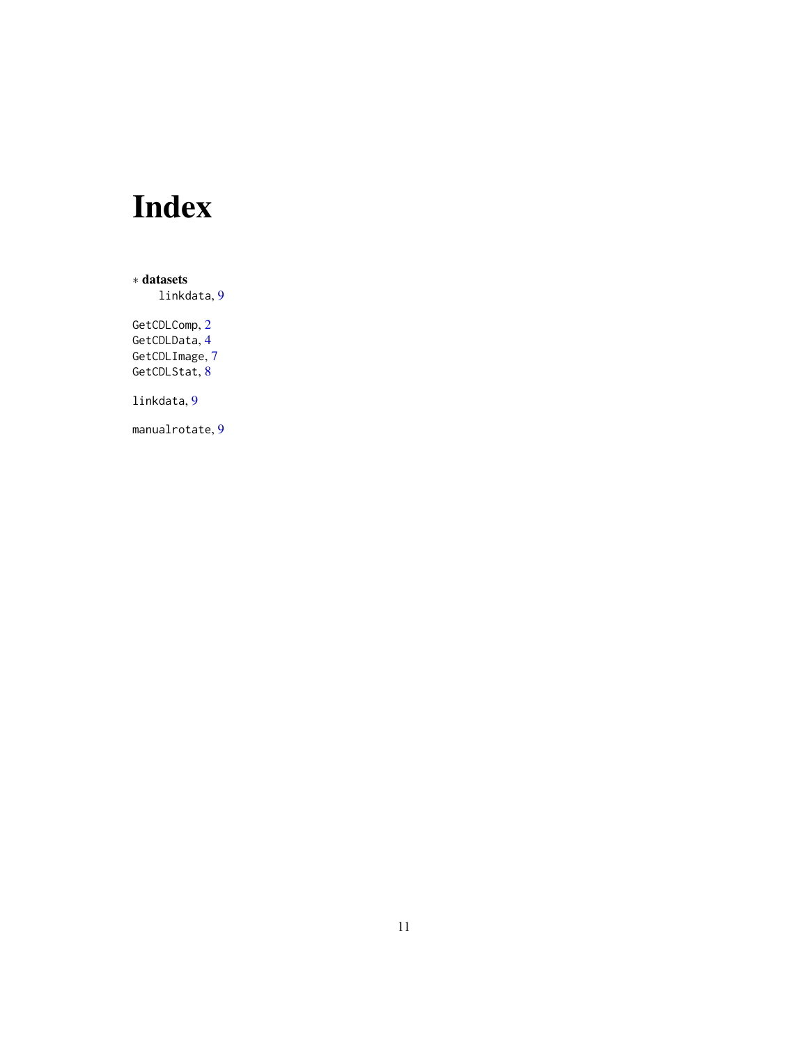# Index

∗ **datasets**
    linkdata, 9

GetCDLComp, 2
GetCDLData, 4
GetCDLImage, 7
GetCDLStat, 8

linkdata, 9

manualrotate, 9